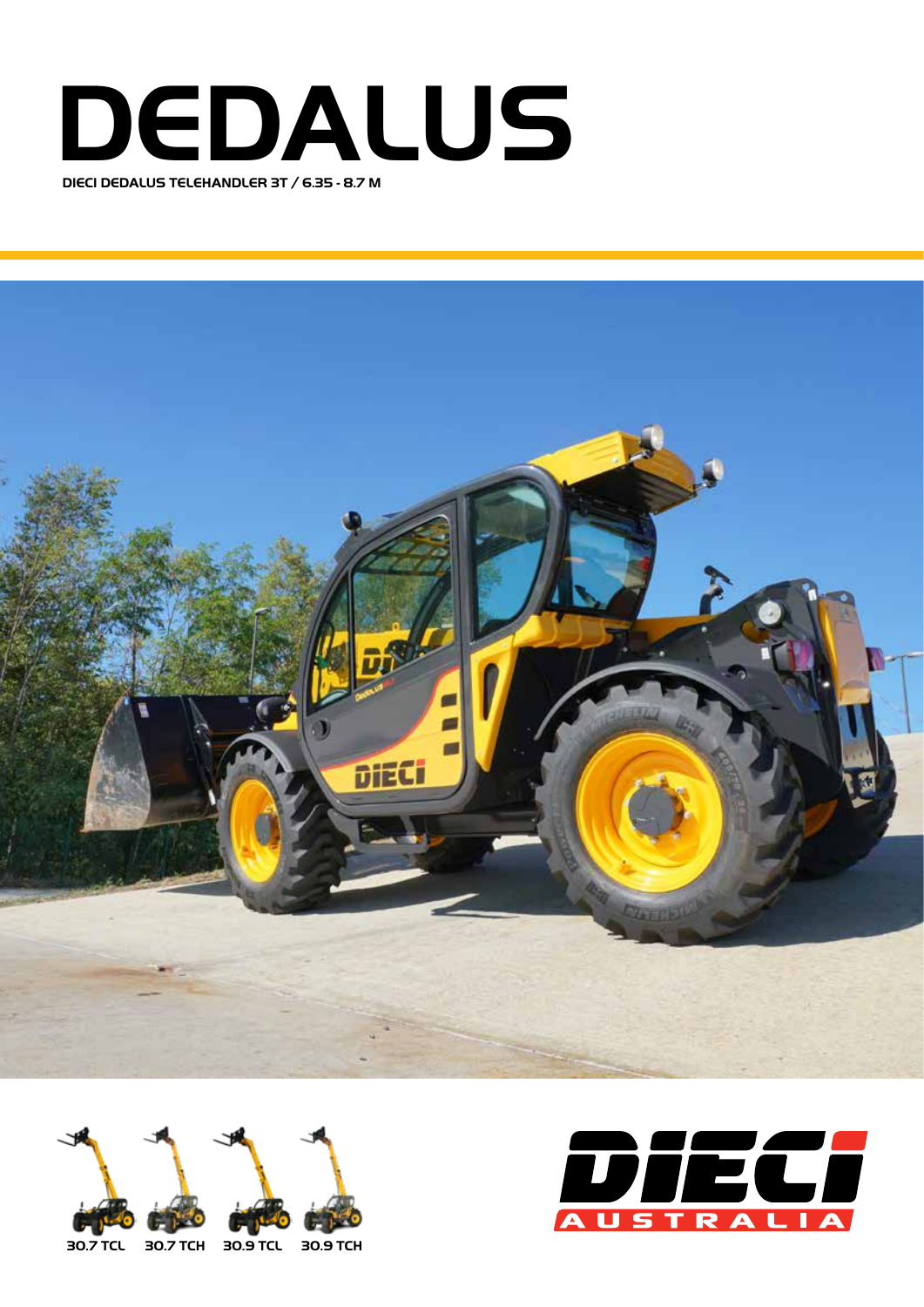# DEDALUS

**DIECI DEDALUS TELEHANDLER 3T / 6.35 - 8.7 M**

30.7 TCL 30.7 TCH 30.9 TCL 30.9 TCH

DIECI AUSTRALIA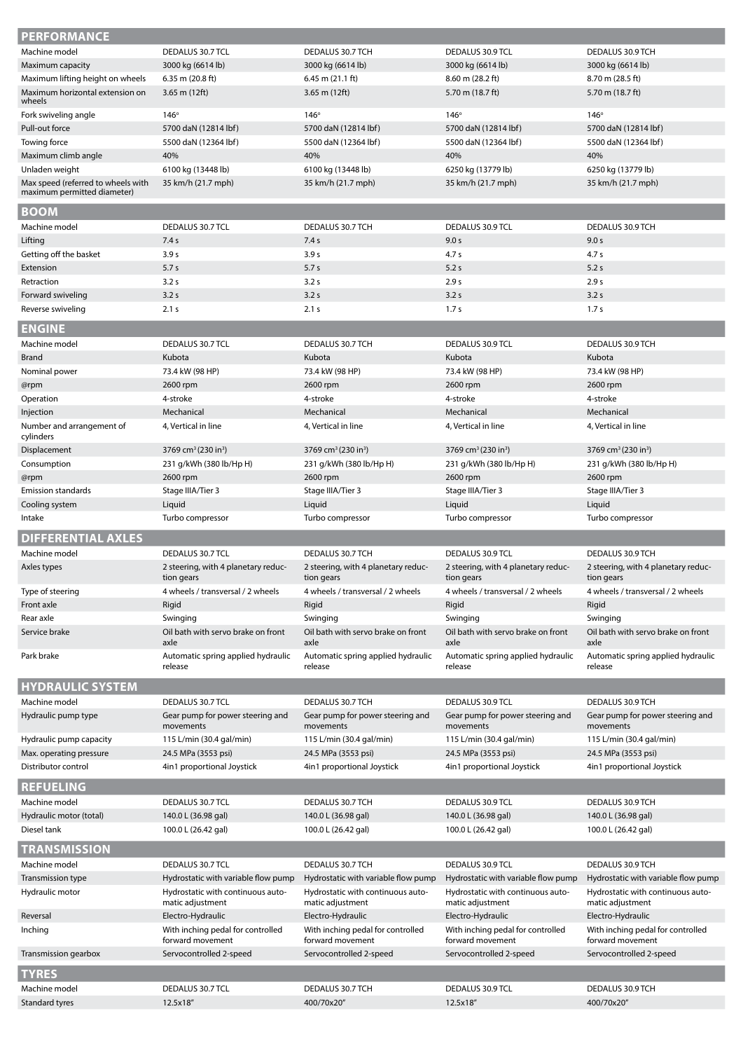## PERFORMANCE

| Machine model | DEDALUS 30.7 TCL | DEDALUS 30.7 TCH | DEDALUS 30.9 TCL | DEDALUS 30.9 TCH |
|---|---|---|---|---|
| Maximum capacity | 3000 kg (6614 lb) | 3000 kg (6614 lb) | 3000 kg (6614 lb) | 3000 kg (6614 lb) |
| Maximum lifting height on wheels | 6.35 m (20.8 ft) | 6.45 m (21.1 ft) | 8.60 m (28.2 ft) | 8.70 m (28.5 ft) |
| Maximum horizontal extension on wheels | 3.65 m (12ft) | 3.65 m (12ft) | 5.70 m (18.7 ft) | 5.70 m (18.7 ft) |
| Fork swiveling angle | 146° | 146° | 146° | 146° |
| Pull-out force | 5700 daN (12814 lbf) | 5700 daN (12814 lbf) | 5700 daN (12814 lbf) | 5700 daN (12814 lbf) |
| Towing force | 5500 daN (12364 lbf) | 5500 daN (12364 lbf) | 5500 daN (12364 lbf) | 5500 daN (12364 lbf) |
| Maximum climb angle | 40% | 40% | 40% | 40% |
| Unladen weight | 6100 kg (13448 lb) | 6100 kg (13448 lb) | 6250 kg (13779 lb) | 6250 kg (13779 lb) |
| Max speed (referred to wheels with maximum permitted diameter) | 35 km/h (21.7 mph) | 35 km/h (21.7 mph) | 35 km/h (21.7 mph) | 35 km/h (21.7 mph) |

## BOOM

| Machine model | DEDALUS 30.7 TCL | DEDALUS 30.7 TCH | DEDALUS 30.9 TCL | DEDALUS 30.9 TCH |
|---|---|---|---|---|
| Lifting | 7.4 s | 7.4 s | 9.0 s | 9.0 s |
| Getting off the basket | 3.9 s | 3.9 s | 4.7 s | 4.7 s |
| Extension | 5.7 s | 5.7 s | 5.2 s | 5.2 s |
| Retraction | 3.2 s | 3.2 s | 2.9 s | 2.9 s |
| Forward swiveling | 3.2 s | 3.2 s | 3.2 s | 3.2 s |
| Reverse swiveling | 2.1 s | 2.1 s | 1.7 s | 1.7 s |

## ENGINE

| Machine model | DEDALUS 30.7 TCL | DEDALUS 30.7 TCH | DEDALUS 30.9 TCL | DEDALUS 30.9 TCH |
|---|---|---|---|---|
| Brand | Kubota | Kubota | Kubota | Kubota |
| Nominal power | 73.4 kW (98 HP) | 73.4 kW (98 HP) | 73.4 kW (98 HP) | 73.4 kW (98 HP) |
| @rpm | 2600 rpm | 2600 rpm | 2600 rpm | 2600 rpm |
| Operation | 4-stroke | 4-stroke | 4-stroke | 4-stroke |
| Injection | Mechanical | Mechanical | Mechanical | Mechanical |
| Number and arrangement of cylinders | 4, Vertical in line | 4, Vertical in line | 4, Vertical in line | 4, Vertical in line |
| Displacement | 3769 $cm^3$ (230 $in^3$) | 3769 $cm^3$ (230 $in^3$) | 3769 $cm^3$ (230 $in^3$) | 3769 $cm^3$ (230 $in^3$) |
| Consumption | 231 g/kWh (380 lb/Hp H) | 231 g/kWh (380 lb/Hp H) | 231 g/kWh (380 lb/Hp H) | 231 g/kWh (380 lb/Hp H) |
| @rpm | 2600 rpm | 2600 rpm | 2600 rpm | 2600 rpm |
| Emission standards | Stage IIIA/Tier 3 | Stage IIIA/Tier 3 | Stage IIIA/Tier 3 | Stage IIIA/Tier 3 |
| Cooling system | Liquid | Liquid | Liquid | Liquid |
| Intake | Turbo compressor | Turbo compressor | Turbo compressor | Turbo compressor |

## DIFFERENTIAL AXLES

| Machine model | DEDALUS 30.7 TCL | DEDALUS 30.7 TCH | DEDALUS 30.9 TCL | DEDALUS 30.9 TCH |
|---|---|---|---|---|
| Axles types | 2 steering, with 4 planetary reduction gears | 2 steering, with 4 planetary reduction gears | 2 steering, with 4 planetary reduction gears | 2 steering, with 4 planetary reduction gears |
| Type of steering | 4 wheels / transversal / 2 wheels | 4 wheels / transversal / 2 wheels | 4 wheels / transversal / 2 wheels | 4 wheels / transversal / 2 wheels |
| Front axle | Rigid | Rigid | Rigid | Rigid |
| Rear axle | Swinging | Swinging | Swinging | Swinging |
| Service brake | Oil bath with servo brake on front axle | Oil bath with servo brake on front axle | Oil bath with servo brake on front axle | Oil bath with servo brake on front axle |
| Park brake | Automatic spring applied hydraulic release | Automatic spring applied hydraulic release | Automatic spring applied hydraulic release | Automatic spring applied hydraulic release |

## HYDRAULIC SYSTEM

| Machine model | DEDALUS 30.7 TCL | DEDALUS 30.7 TCH | DEDALUS 30.9 TCL | DEDALUS 30.9 TCH |
|---|---|---|---|---|
| Hydraulic pump type | Gear pump for power steering and movements | Gear pump for power steering and movements | Gear pump for power steering and movements | Gear pump for power steering and movements |
| Hydraulic pump capacity | 115 L/min (30.4 gal/min) | 115 L/min (30.4 gal/min) | 115 L/min (30.4 gal/min) | 115 L/min (30.4 gal/min) |
| Max. operating pressure | 24.5 MPa (3553 psi) | 24.5 MPa (3553 psi) | 24.5 MPa (3553 psi) | 24.5 MPa (3553 psi) |
| Distributor control | 4in1 proportional Joystick | 4in1 proportional Joystick | 4in1 proportional Joystick | 4in1 proportional Joystick |

## REFUELING

| Machine model | DEDALUS 30.7 TCL | DEDALUS 30.7 TCH | DEDALUS 30.9 TCL | DEDALUS 30.9 TCH |
|---|---|---|---|---|
| Hydraulic motor (total) | 140.0 L (36.98 gal) | 140.0 L (36.98 gal) | 140.0 L (36.98 gal) | 140.0 L (36.98 gal) |
| Diesel tank | 100.0 L (26.42 gal) | 100.0 L (26.42 gal) | 100.0 L (26.42 gal) | 100.0 L (26.42 gal) |

## TRANSMISSION

| Machine model | DEDALUS 30.7 TCL | DEDALUS 30.7 TCH | DEDALUS 30.9 TCL | DEDALUS 30.9 TCH |
|---|---|---|---|---|
| Transmission type | Hydrostatic with variable flow pump | Hydrostatic with variable flow pump | Hydrostatic with variable flow pump | Hydrostatic with variable flow pump |
| Hydraulic motor | Hydrostatic with continuous automatic adjustment | Hydrostatic with continuous automatic adjustment | Hydrostatic with continuous automatic adjustment | Hydrostatic with continuous automatic adjustment |
| Reversal | Electro-Hydraulic | Electro-Hydraulic | Electro-Hydraulic | Electro-Hydraulic |
| Inching | With inching pedal for controlled forward movement | With inching pedal for controlled forward movement | With inching pedal for controlled forward movement | With inching pedal for controlled forward movement |
| Transmission gearbox | Servocontrolled 2-speed | Servocontrolled 2-speed | Servocontrolled 2-speed | Servocontrolled 2-speed |

## TYRES

| Machine model | DEDALUS 30.7 TCL | DEDALUS 30.7 TCH | DEDALUS 30.9 TCL | DEDALUS 30.9 TCH |
|---|---|---|---|---|
| Standard tyres | 12.5x18" | 400/70x20" | 12.5x18" | 400/70x20" |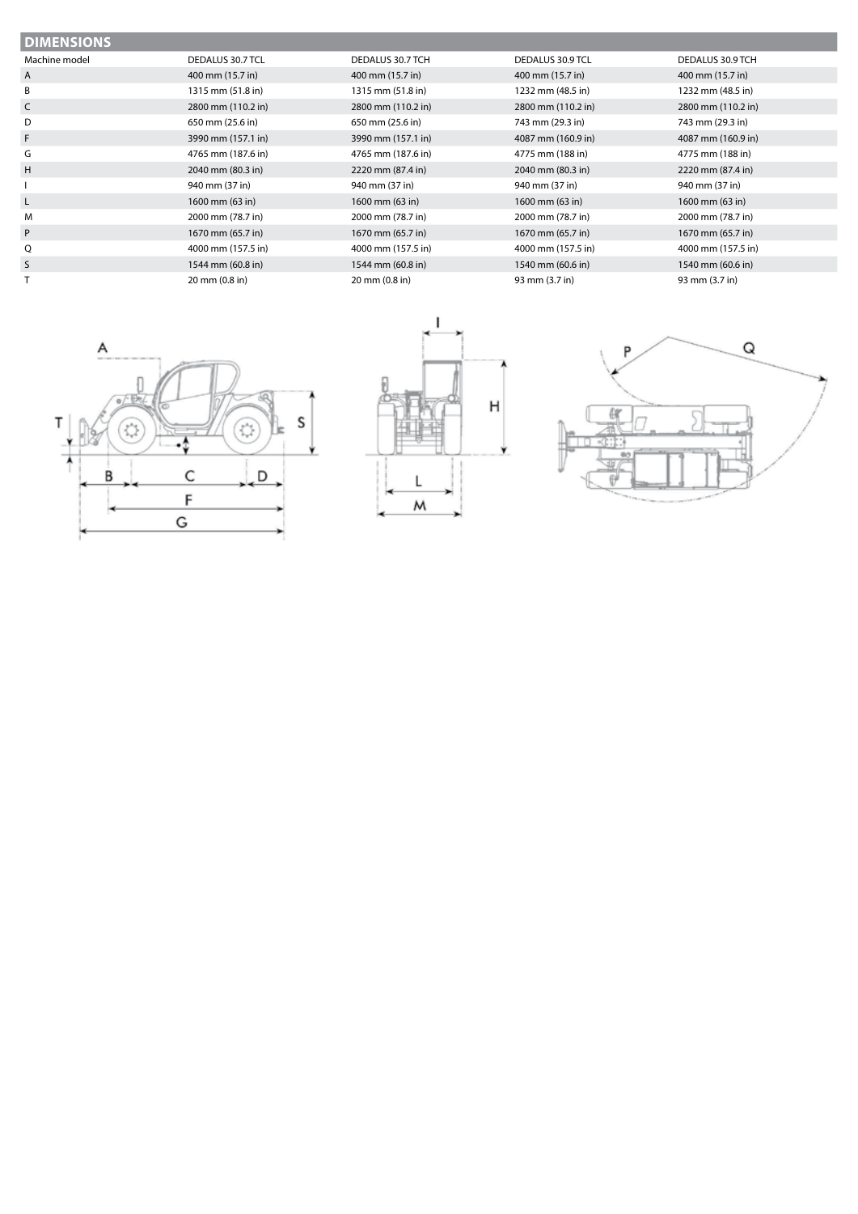## DIMENSIONS

| Machine model | DEDALUS 30.7 TCL | DEDALUS 30.7 TCH | DEDALUS 30.9 TCL | DEDALUS 30.9 TCH |
|---|---|---|---|---|
| A | 400 mm (15.7 in) | 400 mm (15.7 in) | 400 mm (15.7 in) | 400 mm (15.7 in) |
| B | 1315 mm (51.8 in) | 1315 mm (51.8 in) | 1232 mm (48.5 in) | 1232 mm (48.5 in) |
| C | 2800 mm (110.2 in) | 2800 mm (110.2 in) | 2800 mm (110.2 in) | 2800 mm (110.2 in) |
| D | 650 mm (25.6 in) | 650 mm (25.6 in) | 743 mm (29.3 in) | 743 mm (29.3 in) |
| F | 3990 mm (157.1 in) | 3990 mm (157.1 in) | 4087 mm (160.9 in) | 4087 mm (160.9 in) |
| G | 4765 mm (187.6 in) | 4765 mm (187.6 in) | 4775 mm (188 in) | 4775 mm (188 in) |
| H | 2040 mm (80.3 in) | 2220 mm (87.4 in) | 2040 mm (80.3 in) | 2220 mm (87.4 in) |
| I | 940 mm (37 in) | 940 mm (37 in) | 940 mm (37 in) | 940 mm (37 in) |
| L | 1600 mm (63 in) | 1600 mm (63 in) | 1600 mm (63 in) | 1600 mm (63 in) |
| M | 2000 mm (78.7 in) | 2000 mm (78.7 in) | 2000 mm (78.7 in) | 2000 mm (78.7 in) |
| P | 1670 mm (65.7 in) | 1670 mm (65.7 in) | 1670 mm (65.7 in) | 1670 mm (65.7 in) |
| Q | 4000 mm (157.5 in) | 4000 mm (157.5 in) | 4000 mm (157.5 in) | 4000 mm (157.5 in) |
| S | 1544 mm (60.8 in) | 1544 mm (60.8 in) | 1540 mm (60.6 in) | 1540 mm (60.6 in) |
| T | 20 mm (0.8 in) | 20 mm (0.8 in) | 93 mm (3.7 in) | 93 mm (3.7 in) |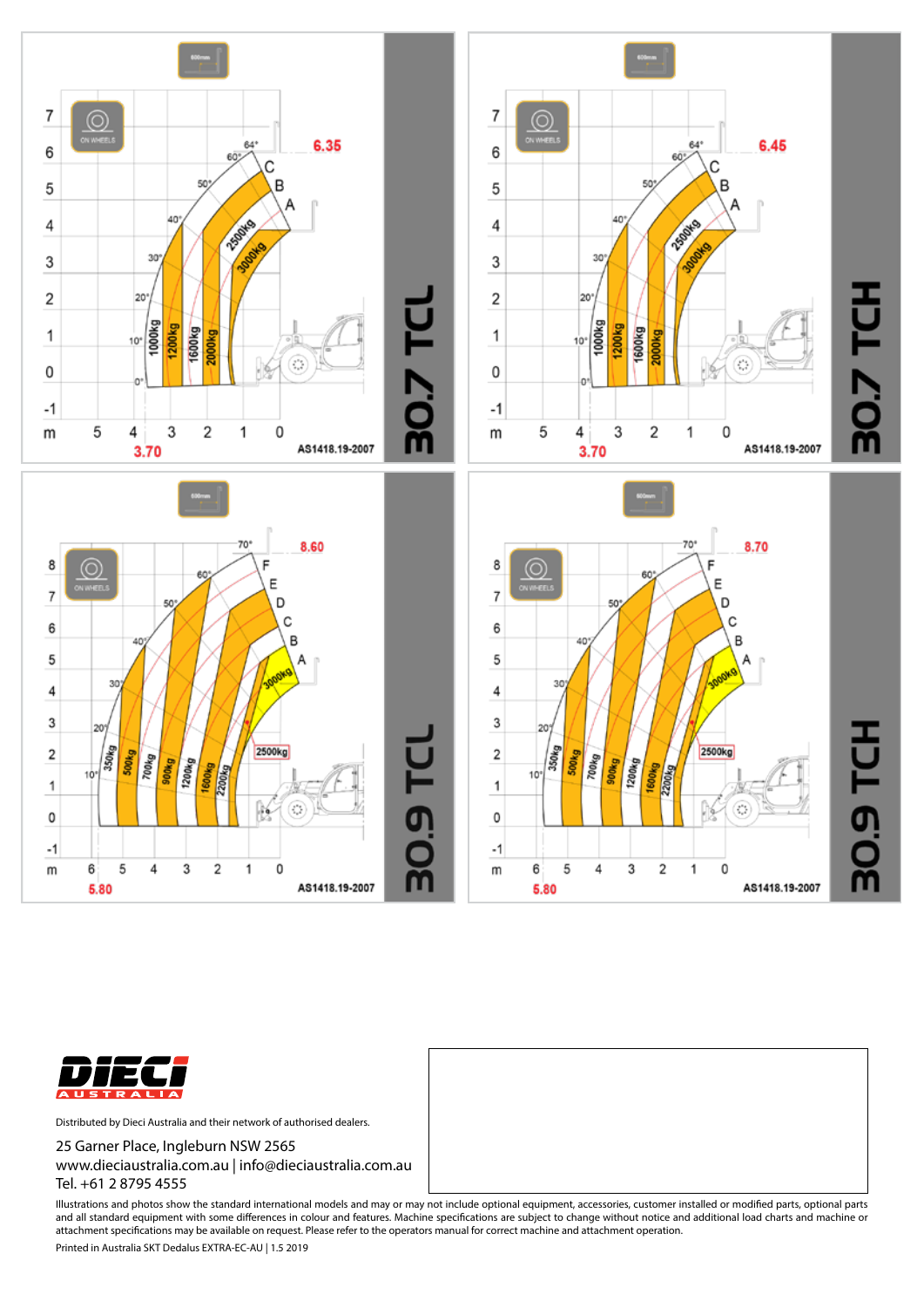## 30.7 TCL

ON WHEELS

600mm

7
6
5
4
3
2
1
0
-1
m 5 4 3 2 1 0

0° 10° 20° 30° 40° 50° 60° 64°

C
B
A

1000kg
1200kg
1600kg
2000kg
2500kg
3000kg

6.35

3.70

AS1418.19-2007

## 30.7 TCH

ON WHEELS

600mm

7
6
5
4
3
2
1
0
-1
m 5 4 3 2 1 0

0° 10° 20° 30° 40° 50° 60° 64°

C
B
A

1000kg
1200kg
1600kg
2000kg
2500kg
3000kg

6.45

3.70

AS1418.19-2007

## 30.9 TCL

ON WHEELS

600mm

8
7
6
5
4
3
2
1
0
-1
m 6 5 4 3 2 1 0

10° 20° 30° 40° 50° 60° 70°

F
E
D
C
B
A

350kg
500kg
700kg
900kg
1200kg
1600kg
2200kg
2500kg
3000kg

8.60

5.80

AS1418.19-2007

## 30.9 TCH

ON WHEELS

600mm

8
7
6
5
4
3
2
1
0
-1
m 6 5 4 3 2 1 0

10° 20° 30° 40° 50° 60° 70°

F
E
D
C
B
A

350kg
500kg
700kg
900kg
1200kg
1600kg
2200kg
2500kg
3000kg

8.70

5.80

AS1418.19-2007

**DIECI AUSTRALIA**

Distributed by Dieci Australia and their network of authorised dealers.

25 Garner Place, Ingleburn NSW 2565
www.dieciaustralia.com.au | info@dieciaustralia.com.au
Tel. +61 2 8795 4555

Illustrations and photos show the standard international models and may or may not include optional equipment, accessories, customer installed or modified parts, optional parts and all standard equipment with some differences in colour and features. Machine specifications are subject to change without notice and additional load charts and machine or attachment specifications may be available on request. Please refer to the operators manual for correct machine and attachment operation.

Printed in Australia SKT Dedalus EXTRA-EC-AU | 1.5 2019